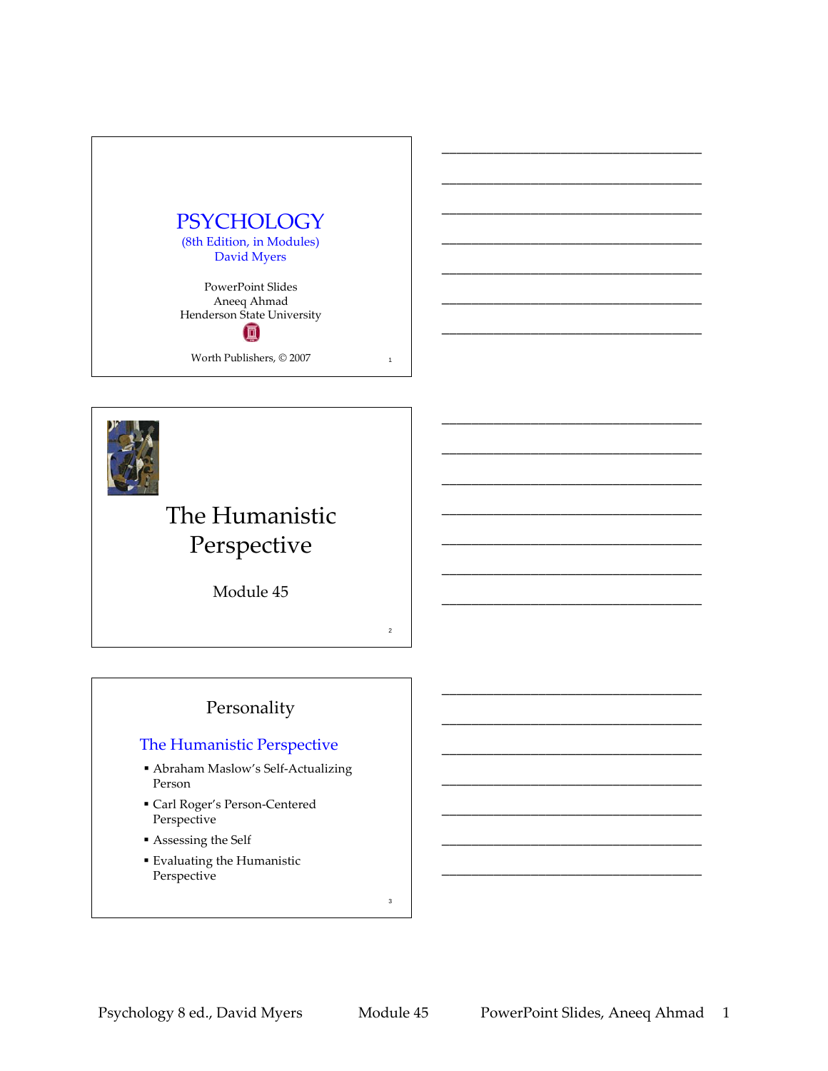# PSYCHOLOGY

(8th Edition, in Modules)
David Myers

PowerPoint Slides
Aneeq Ahmad
Henderson State University

Worth Publishers, © 2007

# The Humanistic Perspective

Module 45

## Personality

### The Humanistic Perspective

- Abraham Maslow's Self-Actualizing Person
- Carl Roger's Person-Centered Perspective
- Assessing the Self
- Evaluating the Humanistic Perspective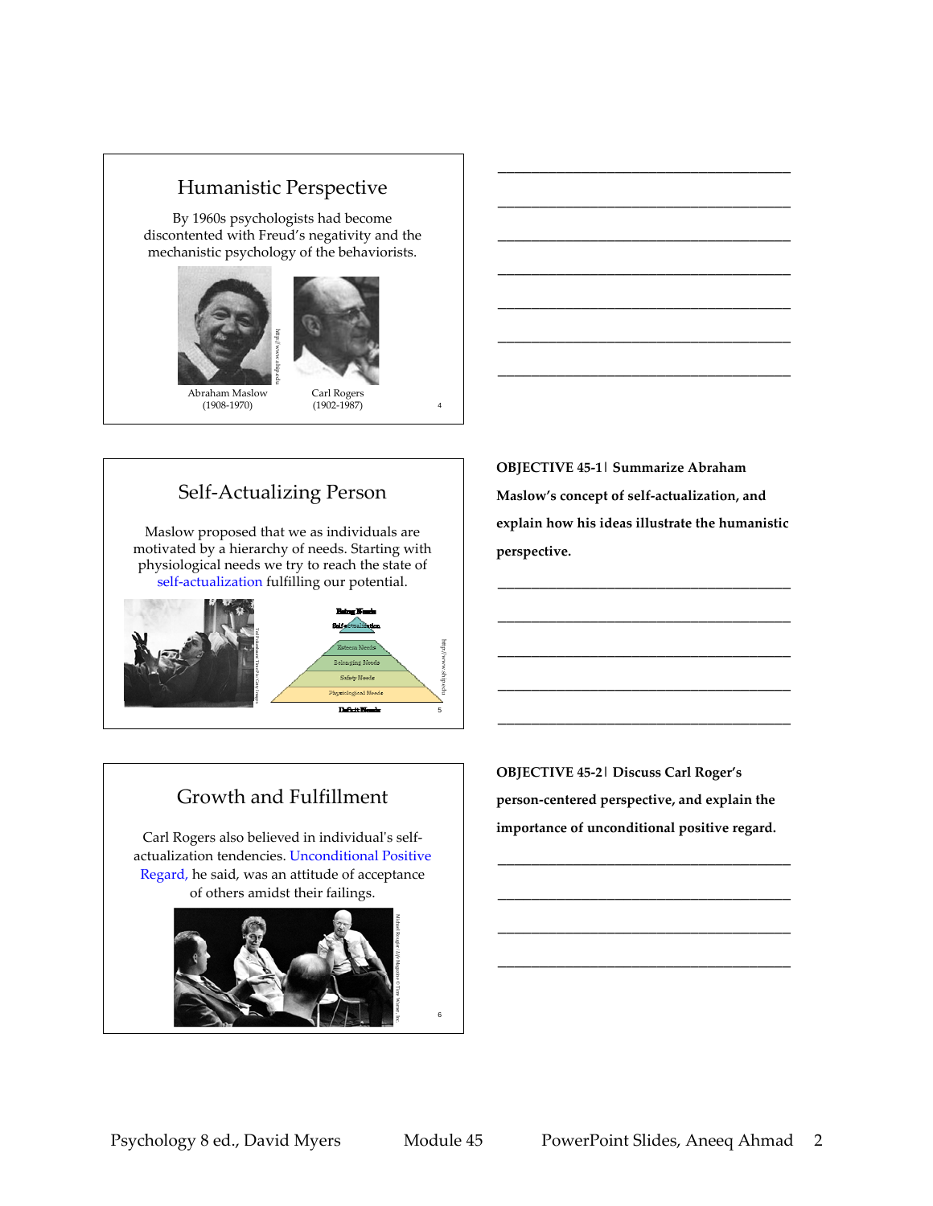## Humanistic Perspective

By 1960s psychologists had become discontented with Freud's negativity and the mechanistic psychology of the behaviorists.

Abraham Maslow (1908-1970)

Carl Rogers (1902-1987)

___________________________________________

___________________________________________

___________________________________________

___________________________________________

___________________________________________

___________________________________________

___________________________________________

## Self-Actualizing Person

Maslow proposed that we as individuals are motivated by a hierarchy of needs. Starting with physiological needs we try to reach the state of self-actualization fulfilling our potential.

Being Needs
Self-actualization
Esteem Needs
Belonging Needs
Safety Needs
Physiological Needs
Deficit Needs

**OBJECTIVE 45-1| Summarize Abraham Maslow's concept of self-actualization, and explain how his ideas illustrate the humanistic perspective.**

___________________________________________

___________________________________________

___________________________________________

___________________________________________

___________________________________________

## Growth and Fulfillment

Carl Rogers also believed in individual's self-actualization tendencies. Unconditional Positive Regard, he said, was an attitude of acceptance of others amidst their failings.

**OBJECTIVE 45-2| Discuss Carl Roger's person-centered perspective, and explain the importance of unconditional positive regard.**

___________________________________________

___________________________________________

___________________________________________

___________________________________________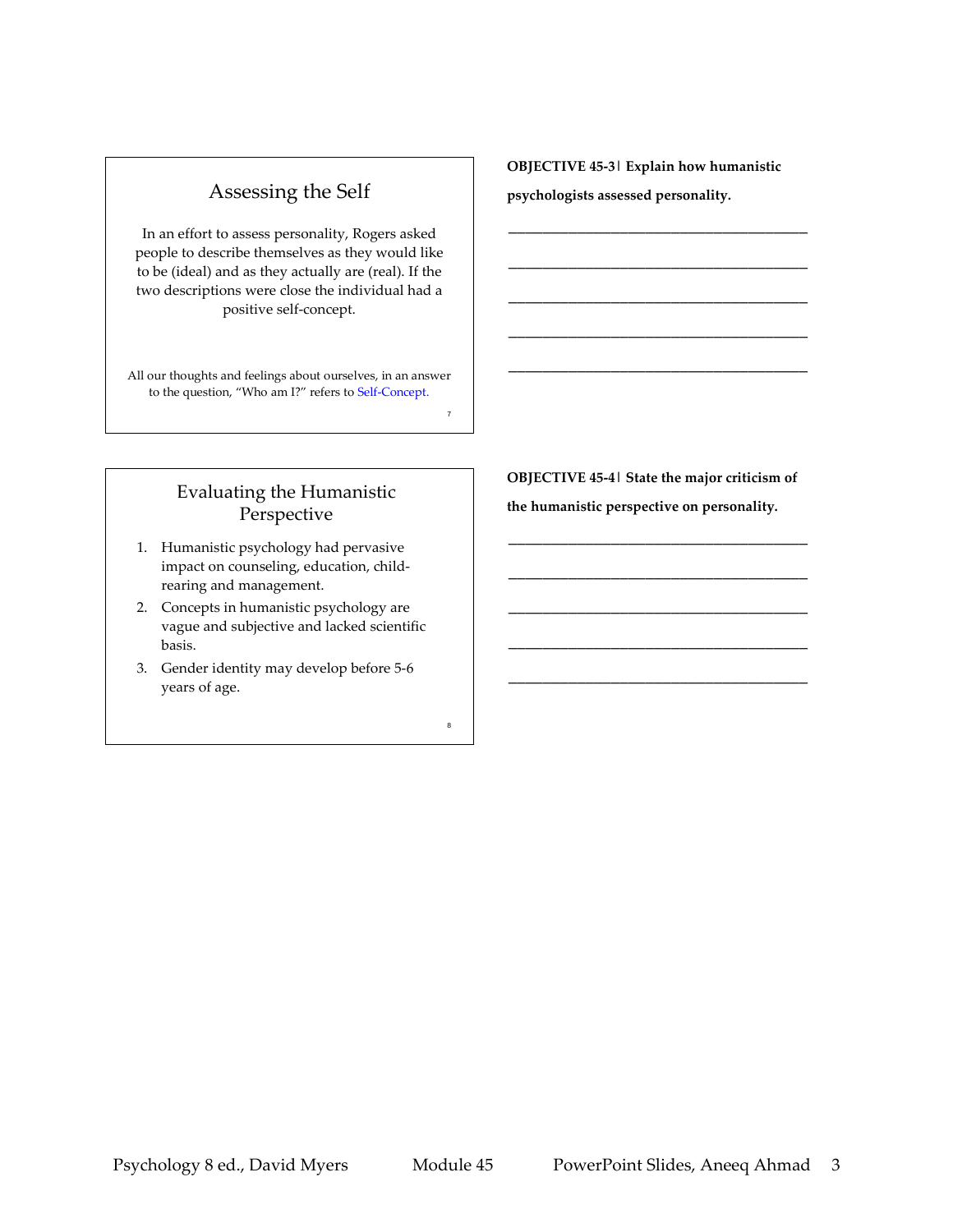## Assessing the Self

In an effort to assess personality, Rogers asked people to describe themselves as they would like to be (ideal) and as they actually are (real). If the two descriptions were close the individual had a positive self-concept.

All our thoughts and feelings about ourselves, in an answer to the question, "Who am I?" refers to Self-Concept.

**OBJECTIVE 45-3| Explain how humanistic psychologists assessed personality.**

\_\_\_\_\_\_\_\_\_\_\_\_\_\_\_\_\_\_\_\_\_\_\_\_\_\_\_\_\_\_\_\_\_\_\_\_\_\_\_\_

\_\_\_\_\_\_\_\_\_\_\_\_\_\_\_\_\_\_\_\_\_\_\_\_\_\_\_\_\_\_\_\_\_\_\_\_\_\_\_\_

\_\_\_\_\_\_\_\_\_\_\_\_\_\_\_\_\_\_\_\_\_\_\_\_\_\_\_\_\_\_\_\_\_\_\_\_\_\_\_\_

\_\_\_\_\_\_\_\_\_\_\_\_\_\_\_\_\_\_\_\_\_\_\_\_\_\_\_\_\_\_\_\_\_\_\_\_\_\_\_\_

\_\_\_\_\_\_\_\_\_\_\_\_\_\_\_\_\_\_\_\_\_\_\_\_\_\_\_\_\_\_\_\_\_\_\_\_\_\_\_\_

## Evaluating the Humanistic Perspective

1. Humanistic psychology had pervasive impact on counseling, education, child-rearing and management.
2. Concepts in humanistic psychology are vague and subjective and lacked scientific basis.
3. Gender identity may develop before 5-6 years of age.

**OBJECTIVE 45-4| State the major criticism of the humanistic perspective on personality.**

\_\_\_\_\_\_\_\_\_\_\_\_\_\_\_\_\_\_\_\_\_\_\_\_\_\_\_\_\_\_\_\_\_\_\_\_\_\_\_\_

\_\_\_\_\_\_\_\_\_\_\_\_\_\_\_\_\_\_\_\_\_\_\_\_\_\_\_\_\_\_\_\_\_\_\_\_\_\_\_\_

\_\_\_\_\_\_\_\_\_\_\_\_\_\_\_\_\_\_\_\_\_\_\_\_\_\_\_\_\_\_\_\_\_\_\_\_\_\_\_\_

\_\_\_\_\_\_\_\_\_\_\_\_\_\_\_\_\_\_\_\_\_\_\_\_\_\_\_\_\_\_\_\_\_\_\_\_\_\_\_\_

\_\_\_\_\_\_\_\_\_\_\_\_\_\_\_\_\_\_\_\_\_\_\_\_\_\_\_\_\_\_\_\_\_\_\_\_\_\_\_\_